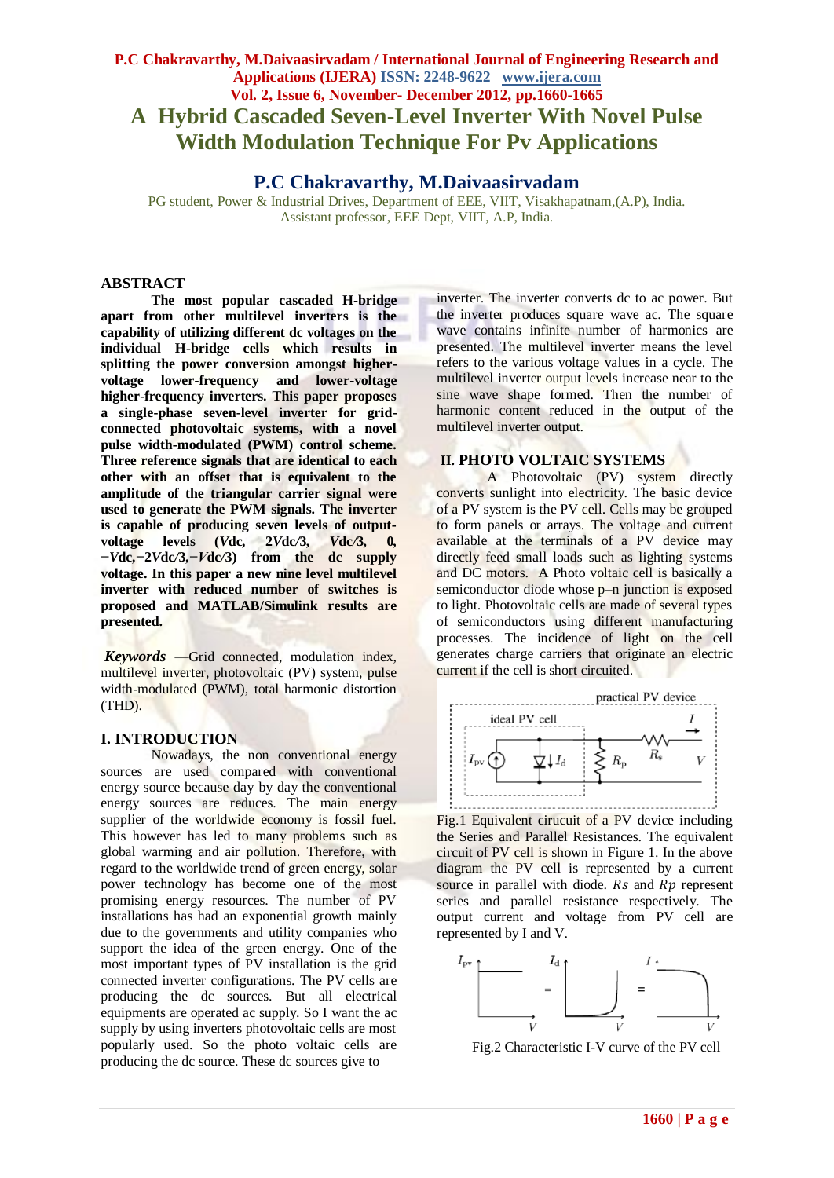# A Hybrid Cascaded Seven-Level Inverter With Novel Pulse Width Modulation Technique For Pv Applications

## P.C Chakravarthy, M.Daivaasirvadam

PG student, Power & Industrial Drives, Department of EEE, VIIT, Visakhapatnam,(A.P), India.
Assistant professor, EEE Dept, VIIT, A.P, India.

## ABSTRACT

**The most popular cascaded H-bridge apart from other multilevel inverters is the capability of utilizing different dc voltages on the individual H-bridge cells which results in splitting the power conversion amongst higher-voltage lower-frequency and lower-voltage higher-frequency inverters. This paper proposes a single-phase seven-level inverter for grid-connected photovoltaic systems, with a novel pulse width-modulated (PWM) control scheme. Three reference signals that are identical to each other with an offset that is equivalent to the amplitude of the triangular carrier signal were used to generate the PWM signals. The inverter is capable of producing seven levels of output-voltage levels ($V$dc, 2$V$dc/3, $V$dc/3, 0, −$V$dc,−2$V$dc/3,−$V$dc/3) from the dc supply voltage. In this paper a new nine level multilevel inverter with reduced number of switches is proposed and MATLAB/Simulink results are presented.**

***Keywords*** —Grid connected, modulation index, multilevel inverter, photovoltaic (PV) system, pulse width-modulated (PWM), total harmonic distortion (THD).

## I. INTRODUCTION

Nowadays, the non conventional energy sources are used compared with conventional energy source because day by day the conventional energy sources are reduces. The main energy supplier of the worldwide economy is fossil fuel. This however has led to many problems such as global warming and air pollution. Therefore, with regard to the worldwide trend of green energy, solar power technology has become one of the most promising energy resources. The number of PV installations has had an exponential growth mainly due to the governments and utility companies who support the idea of the green energy. One of the most important types of PV installation is the grid connected inverter configurations. The PV cells are producing the dc sources. But all electrical equipments are operated ac supply. So I want the ac supply by using inverters photovoltaic cells are most popularly used. So the photo voltaic cells are producing the dc source. These dc sources give to inverter. The inverter converts dc to ac power. But the inverter produces square wave ac. The square wave contains infinite number of harmonics are presented. The multilevel inverter means the level refers to the various voltage values in a cycle. The multilevel inverter output levels increase near to the sine wave shape formed. Then the number of harmonic content reduced in the output of the multilevel inverter output.

## II. PHOTO VOLTAIC SYSTEMS

A Photovoltaic (PV) system directly converts sunlight into electricity. The basic device of a PV system is the PV cell. Cells may be grouped to form panels or arrays. The voltage and current available at the terminals of a PV device may directly feed small loads such as lighting systems and DC motors. A Photo voltaic cell is basically a semiconductor diode whose p–n junction is exposed to light. Photovoltaic cells are made of several types of semiconductors using different manufacturing processes. The incidence of light on the cell generates charge carriers that originate an electric current if the cell is short circuited.

Fig.1 Equivalent circuit of a PV device including the Series and Parallel Resistances. The equivalent circuit of PV cell is shown in Figure 1. In the above diagram the PV cell is represented by a current source in parallel with diode. $Rs$ and $Rp$ represent series and parallel resistance respectively. The output current and voltage from PV cell are represented by I and V.

Fig.2 Characteristic I-V curve of the PV cell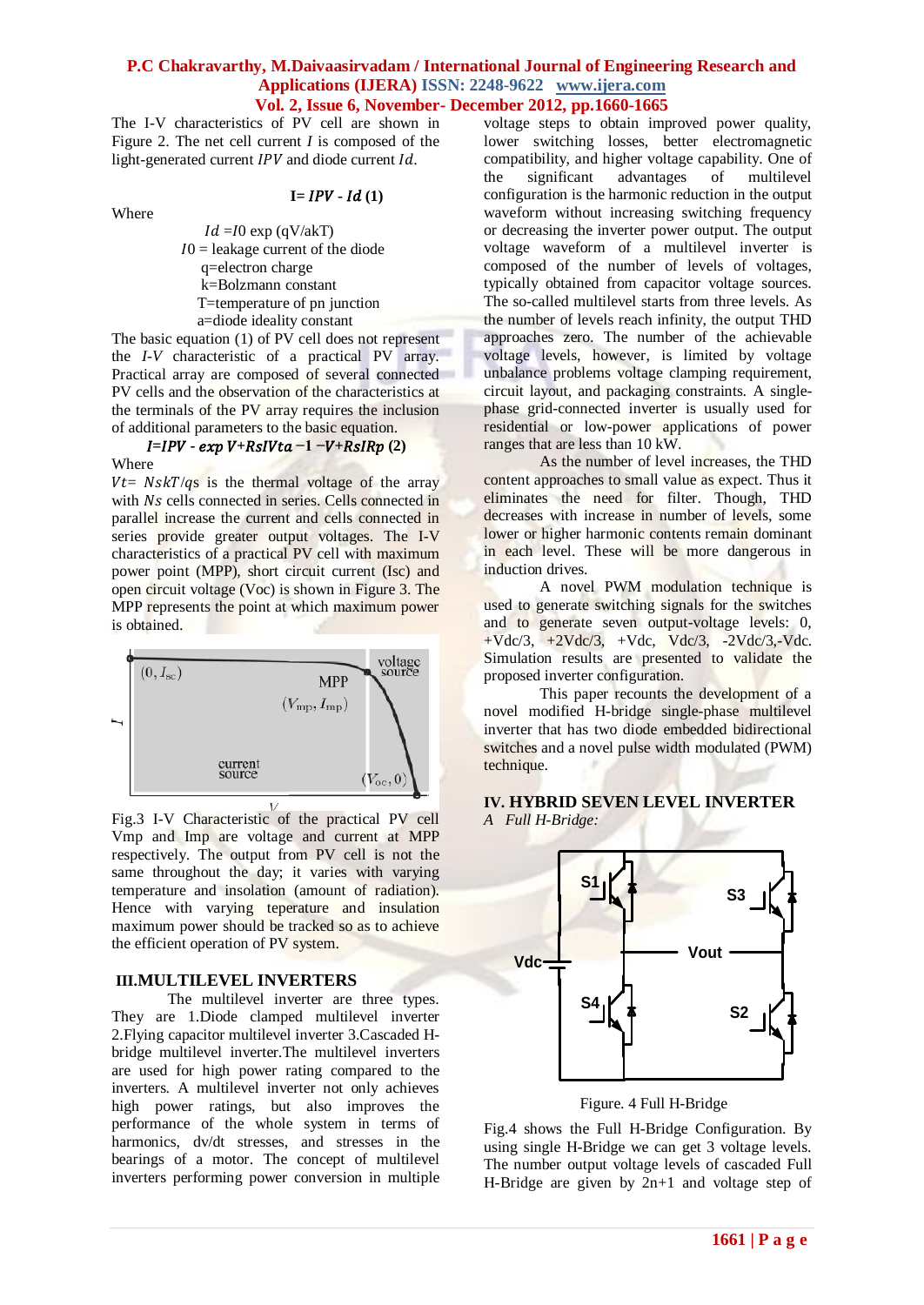The I-V characteristics of PV cell are shown in Figure 2. The net cell current $I$ is composed of the light-generated current $I_{PV}$ and diode current $I_d$.

$$I = I_{PV} - I_d \quad (1)$$

Where

$I_d = I_0 \exp(qV/akT)$
$I_0$ = leakage current of the diode
q=electron charge
k=Bolzmann constant
T=temperature of pn junction
a=diode ideality constant

The basic equation (1) of PV cell does not represent the *I-V* characteristic of a practical PV array. Practical array are composed of several connected PV cells and the observation of the characteristics at the terminals of the PV array requires the inclusion of additional parameters to the basic equation.

$$I = I_{PV} - \exp \frac{V + R_s I}{V_t a} - 1 - \frac{V + R_s I}{R_p} \quad (2)$$

Where

$V_t = N_s kT/q_s$ is the thermal voltage of the array with $N_s$ cells connected in series. Cells connected in parallel increase the current and cells connected in series provide greater output voltages. The I-V characteristics of a practical PV cell with maximum power point (MPP), short circuit current (Isc) and open circuit voltage (Voc) is shown in Figure 3. The MPP represents the point at which maximum power is obtained.

Fig.3 I-V Characteristic of the practical PV cell Vmp and Imp are voltage and current at MPP respectively. The output from PV cell is not the same throughout the day; it varies with varying temperature and insolation (amount of radiation). Hence with varying teperature and insulation maximum power should be tracked so as to achieve the efficient operation of PV system.

## III.MULTILEVEL INVERTERS

The multilevel inverter are three types. They are 1.Diode clamped multilevel inverter 2.Flying capacitor multilevel inverter 3.Cascaded H-bridge multilevel inverter.The multilevel inverters are used for high power rating compared to the inverters. A multilevel inverter not only achieves high power ratings, but also improves the performance of the whole system in terms of harmonics, dv/dt stresses, and stresses in the bearings of a motor. The concept of multilevel inverters performing power conversion in multiple voltage steps to obtain improved power quality, lower switching losses, better electromagnetic compatibility, and higher voltage capability. One of the significant advantages of multilevel configuration is the harmonic reduction in the output waveform without increasing switching frequency or decreasing the inverter power output. The output voltage waveform of a multilevel inverter is composed of the number of levels of voltages, typically obtained from capacitor voltage sources. The so-called multilevel starts from three levels. As the number of levels reach infinity, the output THD approaches zero. The number of the achievable voltage levels, however, is limited by voltage unbalance problems voltage clamping requirement, circuit layout, and packaging constraints. A single-phase grid-connected inverter is usually used for residential or low-power applications of power ranges that are less than 10 kW.

As the number of level increases, the THD content approaches to small value as expect. Thus it eliminates the need for filter. Though, THD decreases with increase in number of levels, some lower or higher harmonic contents remain dominant in each level. These will be more dangerous in induction drives.

A novel PWM modulation technique is used to generate switching signals for the switches and to generate seven output-voltage levels: 0, +Vdc/3, +2Vdc/3, +Vdc, Vdc/3, -2Vdc/3,-Vdc. Simulation results are presented to validate the proposed inverter configuration.

This paper recounts the development of a novel modified H-bridge single-phase multilevel inverter that has two diode embedded bidirectional switches and a novel pulse width modulated (PWM) technique.

## IV. HYBRID SEVEN LEVEL INVERTER

*A Full H-Bridge:*

Figure. 4 Full H-Bridge

Fig.4 shows the Full H-Bridge Configuration. By using single H-Bridge we can get 3 voltage levels. The number output voltage levels of cascaded Full H-Bridge are given by 2n+1 and voltage step of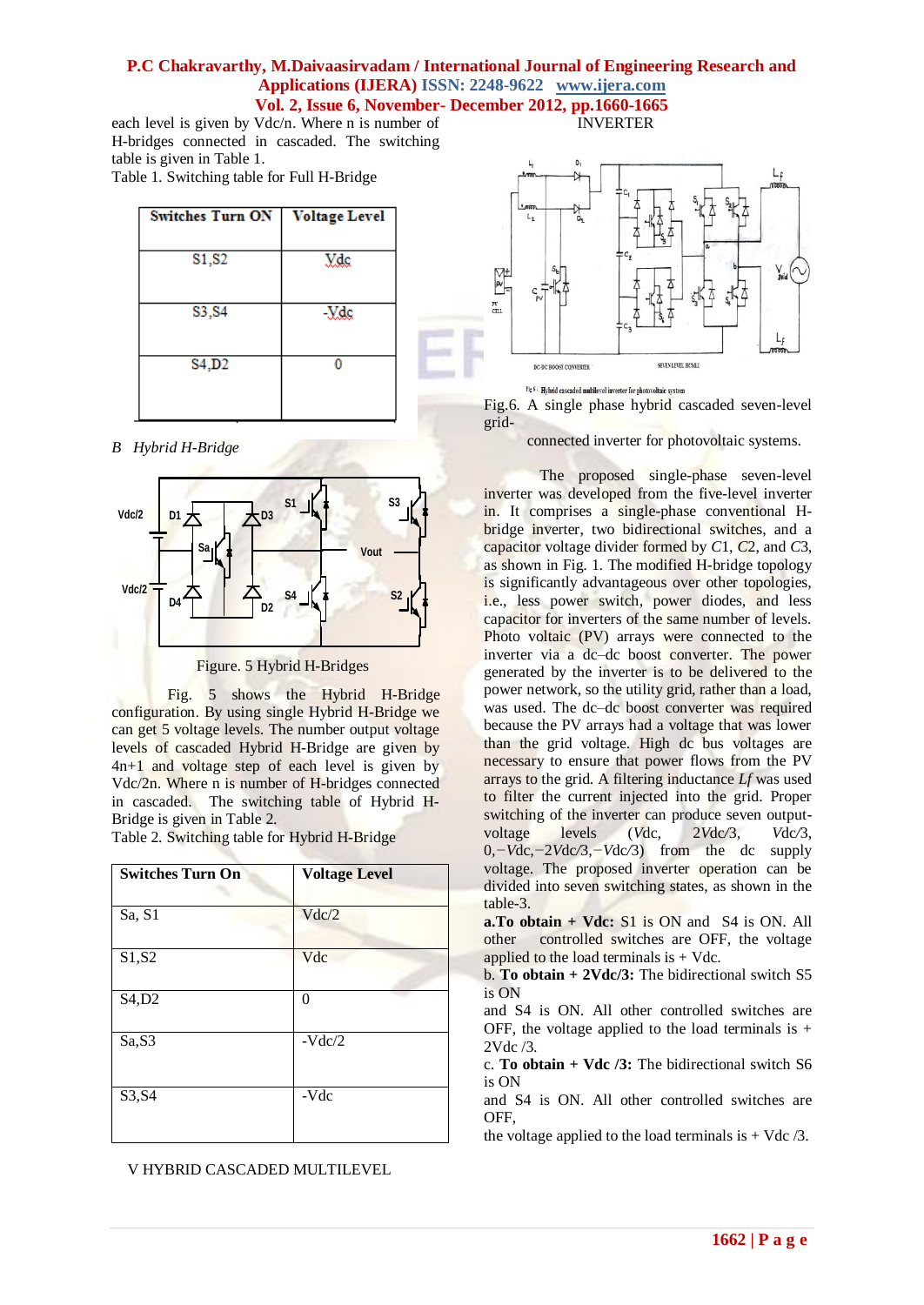each level is given by Vdc/n. Where n is number of H-bridges connected in cascaded. The switching table is given in Table 1.

Table 1. Switching table for Full H-Bridge

| Switches Turn ON | Voltage Level |
|---|---|
| S1,S2 | Vdc |
| S3,S4 | -Vdc |
| S4,D2 | 0 |

*B Hybrid H-Bridge*

Figure. 5 Hybrid H-Bridges

Fig. 5 shows the Hybrid H-Bridge configuration. By using single Hybrid H-Bridge we can get 5 voltage levels. The number output voltage levels of cascaded Hybrid H-Bridge are given by 4n+1 and voltage step of each level is given by Vdc/2n. Where n is number of H-bridges connected in cascaded. The switching table of Hybrid H-Bridge is given in Table 2.

Table 2. Switching table for Hybrid H-Bridge

| Switches Turn On | Voltage Level |
|---|---|
| Sa, S1 | Vdc/2 |
| S1,S2 | Vdc |
| S4,D2 | 0 |
| Sa,S3 | -Vdc/2 |
| S3,S4 | -Vdc |

## V HYBRID CASCADED MULTILEVEL INVERTER

Fig.6. A single phase hybrid cascaded seven-level grid-connected inverter for photovoltaic systems.

The proposed single-phase seven-level inverter was developed from the five-level inverter in. It comprises a single-phase conventional H-bridge inverter, two bidirectional switches, and a capacitor voltage divider formed by $C1$, $C2$, and $C3$, as shown in Fig. 1. The modified H-bridge topology is significantly advantageous over other topologies, i.e., less power switch, power diodes, and less capacitor for inverters of the same number of levels. Photo voltaic (PV) arrays were connected to the inverter via a dc–dc boost converter. The power generated by the inverter is to be delivered to the power network, so the utility grid, rather than a load, was used. The dc–dc boost converter was required because the PV arrays had a voltage that was lower than the grid voltage. High dc bus voltages are necessary to ensure that power flows from the PV arrays to the grid. A filtering inductance $Lf$ was used to filter the current injected into the grid. Proper switching of the inverter can produce seven output-voltage levels ($Vdc$, $2Vdc/3$, $Vdc/3$, $0, -Vdc, -2Vdc/3, -Vdc/3$) from the dc supply voltage. The proposed inverter operation can be divided into seven switching states, as shown in the table-3.

**a.To obtain + Vdc:** S1 is ON and S4 is ON. All other controlled switches are OFF, the voltage applied to the load terminals is + Vdc.

b. **To obtain + 2Vdc/3:** The bidirectional switch S5 is ON and S4 is ON. All other controlled switches are OFF, the voltage applied to the load terminals is + 2Vdc /3.

c. **To obtain + Vdc /3:** The bidirectional switch S6 is ON and S4 is ON. All other controlled switches are OFF, the voltage applied to the load terminals is + Vdc /3.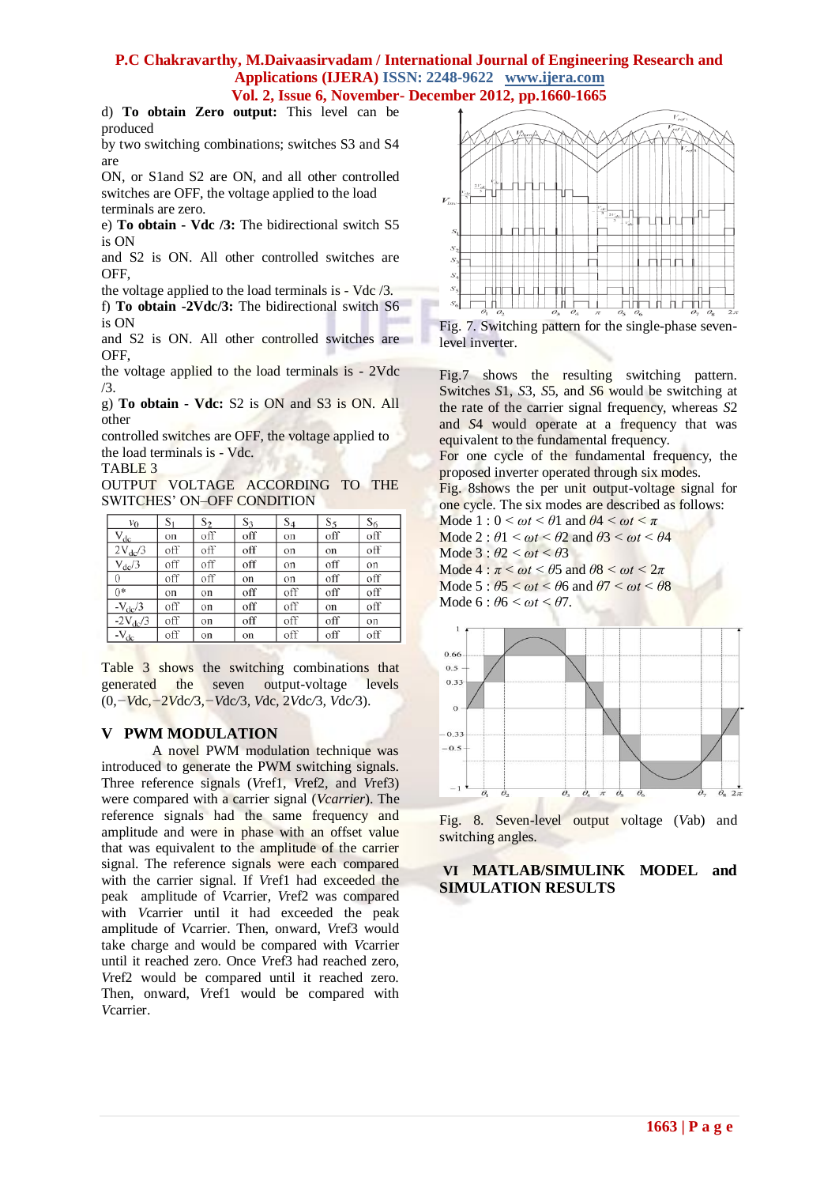d) **To obtain Zero output:** This level can be produced by two switching combinations; switches S3 and S4 are ON, or S1and S2 are ON, and all other controlled switches are OFF, the voltage applied to the load terminals are zero.

e) **To obtain - Vdc /3:** The bidirectional switch S5 is ON and S2 is ON. All other controlled switches are OFF, the voltage applied to the load terminals is - Vdc /3.

f) **To obtain -2Vdc/3:** The bidirectional switch S6 is ON and S2 is ON. All other controlled switches are OFF, the voltage applied to the load terminals is - 2Vdc /3.

g) **To obtain - Vdc:** S2 is ON and S3 is ON. All other controlled switches are OFF, the voltage applied to the load terminals is - Vdc.

TABLE 3

OUTPUT VOLTAGE ACCORDING TO THE SWITCHES' ON–OFF CONDITION

| $v_0$ | $S_1$ | $S_2$ | $S_3$ | $S_4$ | $S_5$ | $S_6$ |
|---|---|---|---|---|---|---|
| $V_{dc}$ | on | off | off | on | off | off |
| $2V_{dc}/3$ | off | off | off | on | on | off |
| $V_{dc}/3$ | off | off | off | on | off | on |
| 0 | off | off | on | on | off | off |
| 0* | on | on | off | off | off | off |
| $-V_{dc}/3$ | off | on | off | off | on | off |
| $-2V_{dc}/3$ | off | on | off | off | off | on |
| $-V_{dc}$ | off | on | on | off | off | off |

Table 3 shows the switching combinations that generated the seven output-voltage levels $(0, -Vdc, -2Vdc/3, -Vdc/3, Vdc, 2Vdc/3, Vdc/3)$.

## V PWM MODULATION

A novel PWM modulation technique was introduced to generate the PWM switching signals. Three reference signals (*V*ref1, *V*ref2, and *V*ref3) were compared with a carrier signal (*Vcarrier*). The reference signals had the same frequency and amplitude and were in phase with an offset value that was equivalent to the amplitude of the carrier signal. The reference signals were each compared with the carrier signal. If *V*ref1 had exceeded the peak amplitude of *V*carrier, *V*ref2 was compared with *V*carrier until it had exceeded the peak amplitude of *V*carrier. Then, onward, *V*ref3 would take charge and would be compared with *V*carrier until it reached zero. Once *V*ref3 had reached zero, *V*ref2 would be compared until it reached zero. Then, onward, *V*ref1 would be compared with *V*carrier.

Fig. 7. Switching pattern for the single-phase seven-level inverter.

Fig.7 shows the resulting switching pattern. Switches *S*1, *S*3, *S*5, and *S*6 would be switching at the rate of the carrier signal frequency, whereas *S*2 and *S*4 would operate at a frequency that was equivalent to the fundamental frequency.

For one cycle of the fundamental frequency, the proposed inverter operated through six modes. Fig. 8shows the per unit output-voltage signal for one cycle. The six modes are described as follows:

Mode 1 : $0 < \omega t < \theta 1$ and $\theta 4 < \omega t < \pi$

Mode 2 : $\theta 1 < \omega t < \theta 2$ and $\theta 3 < \omega t < \theta 4$

Mode 3 : $\theta 2 < \omega t < \theta 3$

Mode 4 : $\pi < \omega t < \theta 5$ and $\theta 8 < \omega t < 2\pi$

Mode 5 : $\theta 5 < \omega t < \theta 6$ and $\theta 7 < \omega t < \theta 8$

Mode 6 : $\theta 6 < \omega t < \theta 7$.

Fig. 8. Seven-level output voltage (*V*ab) and switching angles.

## VI MATLAB/SIMULINK MODEL and SIMULATION RESULTS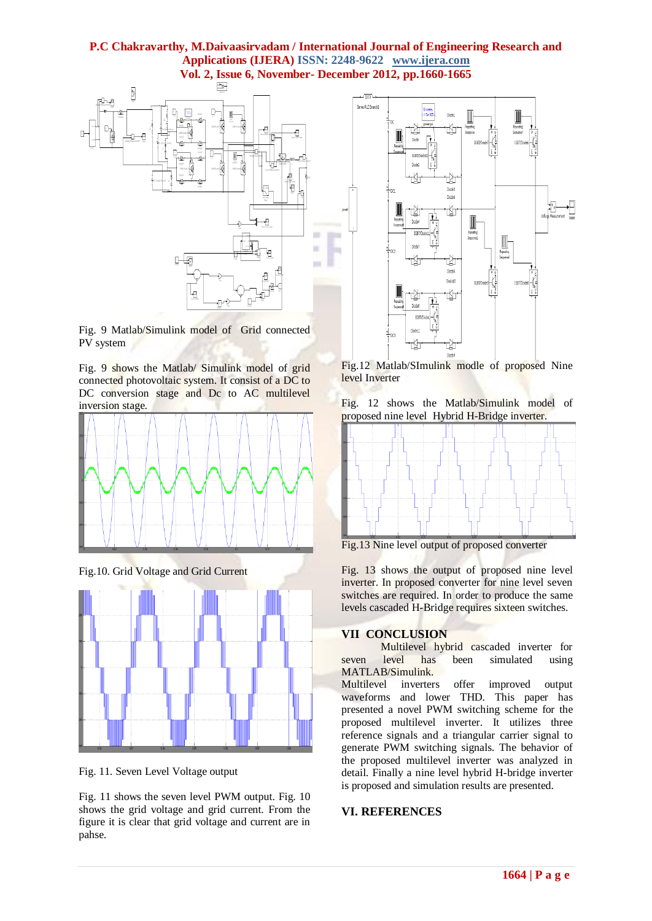Fig. 9 Matlab/Simulink model of Grid connected PV system

Fig. 9 shows the Matlab/ Simulink model of grid connected photovoltaic system. It consist of a DC to DC conversion stage and Dc to AC multilevel inversion stage.

Fig.10. Grid Voltage and Grid Current

Fig. 11. Seven Level Voltage output

Fig. 11 shows the seven level PWM output. Fig. 10 shows the grid voltage and grid current. From the figure it is clear that grid voltage and current are in pahse.

Fig.12 Matlab/SImulink modle of proposed Nine level Inverter

Fig. 12 shows the Matlab/Simulink model of proposed nine level Hybrid H-Bridge inverter.

Fig.13 Nine level output of proposed converter

Fig. 13 shows the output of proposed nine level inverter. In proposed converter for nine level seven switches are required. In order to produce the same levels cascaded H-Bridge requires sixteen switches.

## VII CONCLUSION

Multilevel hybrid cascaded inverter for seven level has been simulated using MATLAB/Simulink.

Multilevel inverters offer improved output waveforms and lower THD. This paper has presented a novel PWM switching scheme for the proposed multilevel inverter. It utilizes three reference signals and a triangular carrier signal to generate PWM switching signals. The behavior of the proposed multilevel inverter was analyzed in detail. Finally a nine level hybrid H-bridge inverter is proposed and simulation results are presented.

## VI. REFERENCES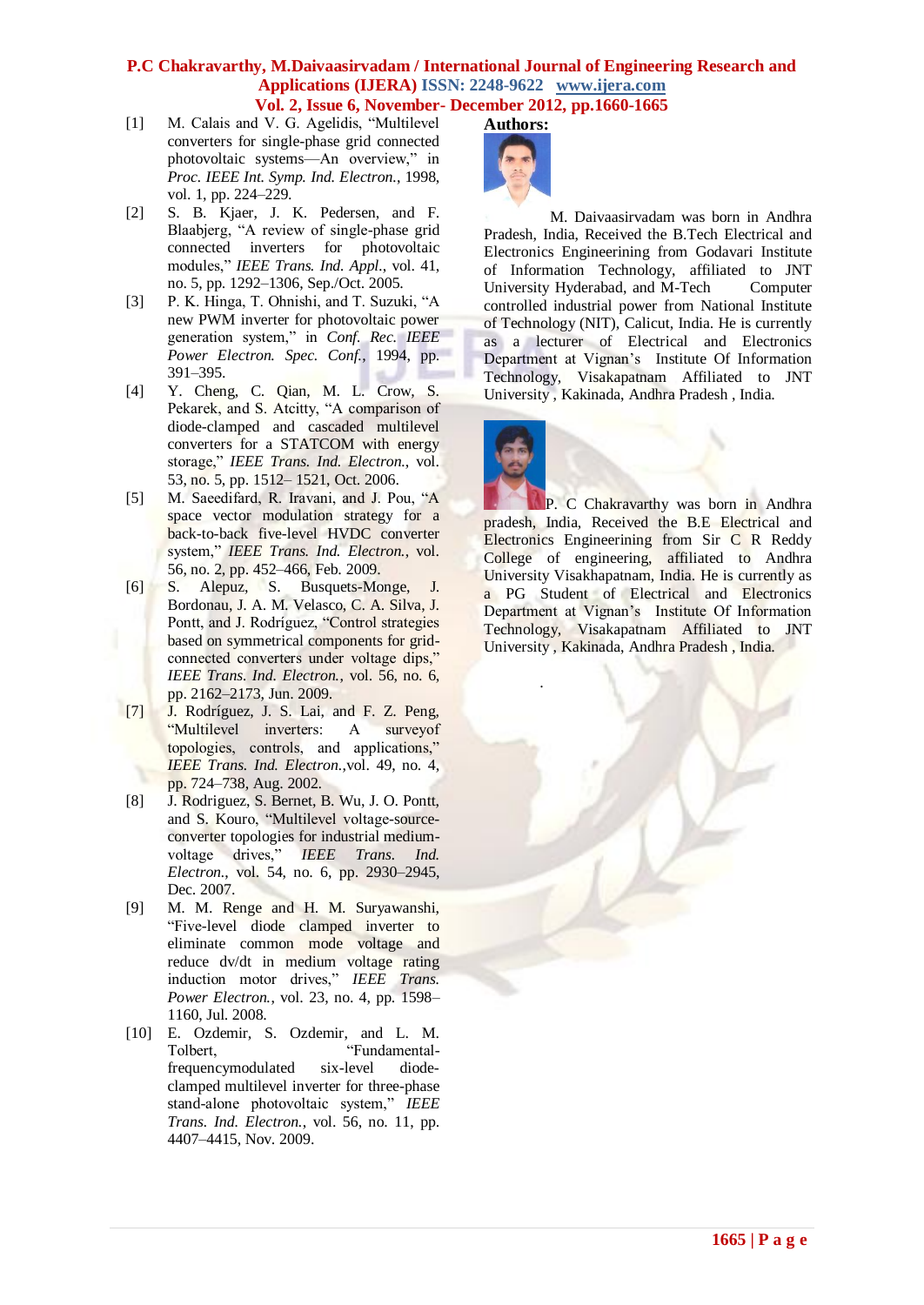[1] M. Calais and V. G. Agelidis, "Multilevel converters for single-phase grid connected photovoltaic systems—An overview," in *Proc. IEEE Int. Symp. Ind. Electron.*, 1998, vol. 1, pp. 224–229.

[2] S. B. Kjaer, J. K. Pedersen, and F. Blaabjerg, "A review of single-phase grid connected inverters for photovoltaic modules," *IEEE Trans. Ind. Appl.*, vol. 41, no. 5, pp. 1292–1306, Sep./Oct. 2005.

[3] P. K. Hinga, T. Ohnishi, and T. Suzuki, "A new PWM inverter for photovoltaic power generation system," in *Conf. Rec. IEEE Power Electron. Spec. Conf.*, 1994, pp. 391–395.

[4] Y. Cheng, C. Qian, M. L. Crow, S. Pekarek, and S. Atcitty, "A comparison of diode-clamped and cascaded multilevel converters for a STATCOM with energy storage," *IEEE Trans. Ind. Electron.*, vol. 53, no. 5, pp. 1512– 1521, Oct. 2006.

[5] M. Saeedifard, R. Iravani, and J. Pou, "A space vector modulation strategy for a back-to-back five-level HVDC converter system," *IEEE Trans. Ind. Electron.*, vol. 56, no. 2, pp. 452–466, Feb. 2009.

[6] S. Alepuz, S. Busquets-Monge, J. Bordonau, J. A. M. Velasco, C. A. Silva, J. Pontt, and J. Rodríguez, "Control strategies based on symmetrical components for grid-connected converters under voltage dips," *IEEE Trans. Ind. Electron.*, vol. 56, no. 6, pp. 2162–2173, Jun. 2009.

[7] J. Rodríguez, J. S. Lai, and F. Z. Peng, "Multilevel inverters: A surveyof topologies, controls, and applications," *IEEE Trans. Ind. Electron.*,vol. 49, no. 4, pp. 724–738, Aug. 2002.

[8] J. Rodriguez, S. Bernet, B. Wu, J. O. Pontt, and S. Kouro, "Multilevel voltage-source-converter topologies for industrial medium-voltage drives," *IEEE Trans. Ind. Electron.*, vol. 54, no. 6, pp. 2930–2945, Dec. 2007.

[9] M. M. Renge and H. M. Suryawanshi, "Five-level diode clamped inverter to eliminate common mode voltage and reduce dv/dt in medium voltage rating induction motor drives," *IEEE Trans. Power Electron.*, vol. 23, no. 4, pp. 1598–1160, Jul. 2008.

[10] E. Ozdemir, S. Ozdemir, and L. M. Tolbert, "Fundamental-frequencymodulated six-level diode-clamped multilevel inverter for three-phase stand-alone photovoltaic system," *IEEE Trans. Ind. Electron.*, vol. 56, no. 11, pp. 4407–4415, Nov. 2009.

**Authors:**

M. Daivaasirvadam was born in Andhra Pradesh, India, Received the B.Tech Electrical and Electronics Engineering from Godavari Institute of Information Technology, affiliated to JNT University Hyderabad, and M-Tech Computer controlled industrial power from National Institute of Technology (NIT), Calicut, India. He is currently as a lecturer of Electrical and Electronics Department at Vignan's Institute Of Information Technology, Visakapatnam Affiliated to JNT University , Kakinada, Andhra Pradesh , India.

P. C Chakravarthy was born in Andhra pradesh, India, Received the B.E Electrical and Electronics Engineering from Sir C R Reddy College of engineering, affiliated to Andhra University Visakhapatnam, India. He is currently as a PG Student of Electrical and Electronics Department at Vignan's Institute Of Information Technology, Visakapatnam Affiliated to JNT University , Kakinada, Andhra Pradesh , India.